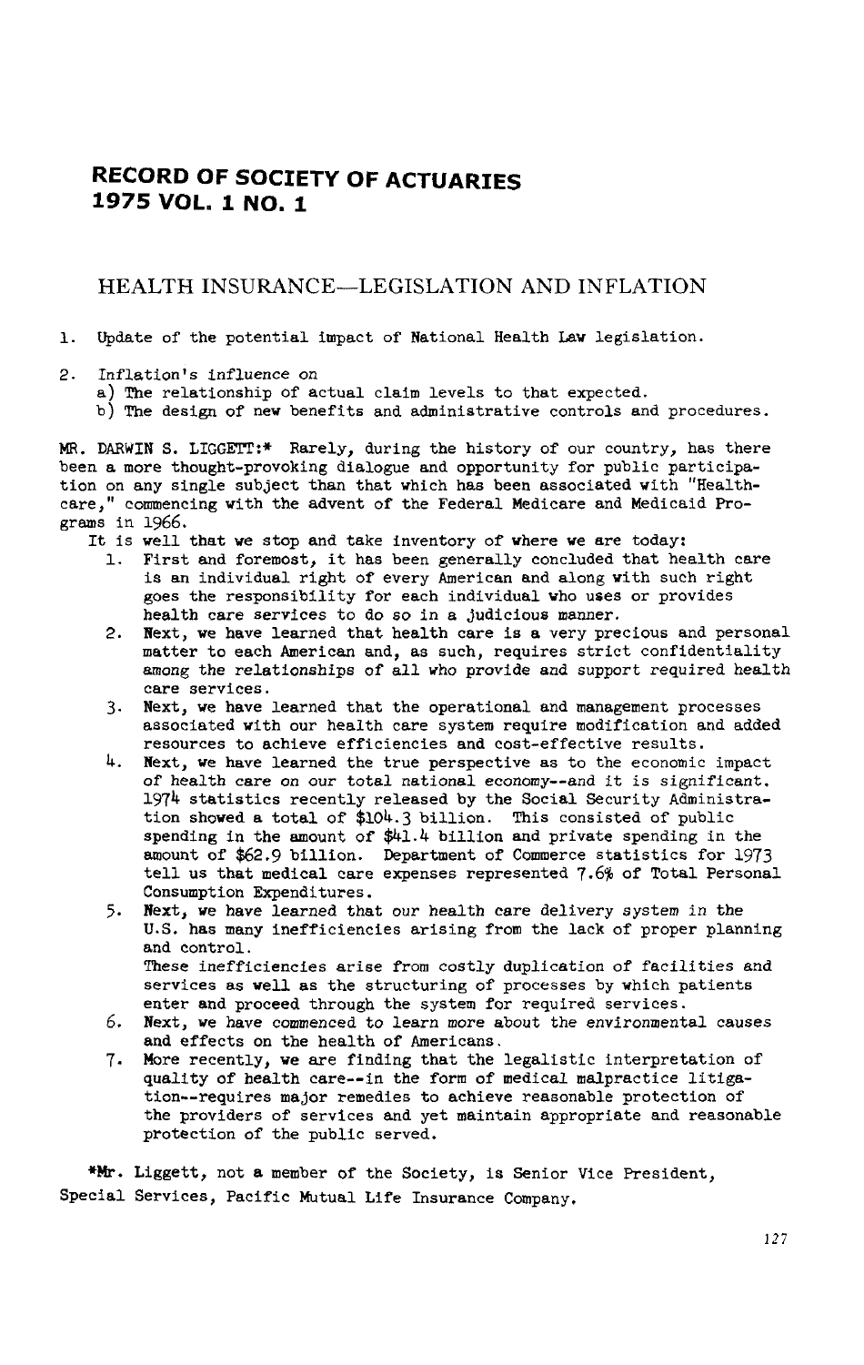# RECORD OF SOCIETY OF ACTUARIES
# 1975 VOL. 1 NO. 1

## HEALTH INSURANCE—LEGISLATION AND INFLATION

1. Update of the potential impact of National Health Law legislation.

2. Inflation's influence on
   a) The relationship of actual claim levels to that expected.
   b) The design of new benefits and administrative controls and procedures.

MR. DARWIN S. LIGGETT:* Rarely, during the history of our country, has there been a more thought-provoking dialogue and opportunity for public participation on any single subject than that which has been associated with "Healthcare," commencing with the advent of the Federal Medicare and Medicaid Programs in 1966.

It is well that we stop and take inventory of where we are today:

1. First and foremost, it has been generally concluded that health care is an individual right of every American and along with such right goes the responsibility for each individual who uses or provides health care services to do so in a judicious manner.
2. Next, we have learned that health care is a very precious and personal matter to each American and, as such, requires strict confidentiality among the relationships of all who provide and support required health care services.
3. Next, we have learned that the operational and management processes associated with our health care system require modification and added resources to achieve efficiencies and cost-effective results.
4. Next, we have learned the true perspective as to the economic impact of health care on our total national economy--and it is significant. 1974 statistics recently released by the Social Security Administration showed a total of $104.3 billion. This consisted of public spending in the amount of $41.4 billion and private spending in the amount of $62.9 billion. Department of Commerce statistics for 1973 tell us that medical care expenses represented 7.6% of Total Personal Consumption Expenditures.
5. Next, we have learned that our health care delivery system in the U.S. has many inefficiencies arising from the lack of proper planning and control.
   These inefficiencies arise from costly duplication of facilities and services as well as the structuring of processes by which patients enter and proceed through the system for required services.
6. Next, we have commenced to learn more about the environmental causes and effects on the health of Americans.
7. More recently, we are finding that the legalistic interpretation of quality of health care--in the form of medical malpractice litigation--requires major remedies to achieve reasonable protection of the providers of services and yet maintain appropriate and reasonable protection of the public served.

*Mr. Liggett, not a member of the Society, is Senior Vice President, Special Services, Pacific Mutual Life Insurance Company.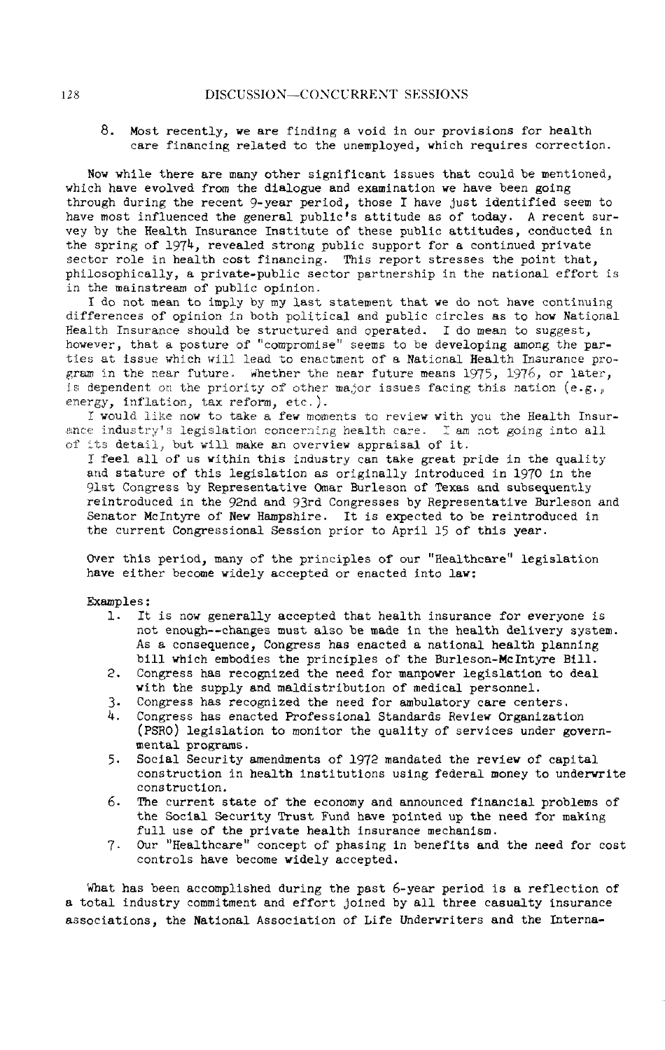8. Most recently, we are finding a void in our provisions for health care financing related to the unemployed, which requires correction.

Now while there are many other significant issues that could be mentioned, which have evolved from the dialogue and examination we have been going through during the recent 9-year period, those I have just identified seem to have most influenced the general public's attitude as of today. A recent survey by the Health Insurance Institute of these public attitudes, conducted in the spring of 1974, revealed strong public support for a continued private sector role in health cost financing. This report stresses the point that, philosophically, a private-public sector partnership in the national effort is in the mainstream of public opinion.

I do not mean to imply by my last statement that we do not have continuing differences of opinion in both political and public circles as to how National Health Insurance should be structured and operated. I do mean to suggest, however, that a posture of "compromise" seems to be developing among the parties at issue which will lead to enactment of a National Health Insurance program in the near future. Whether the near future means 1975, 1976, or later, is dependent on the priority of other major issues facing this nation (e.g., energy, inflation, tax reform, etc.).

I would like now to take a few moments to review with you the Health Insurance industry's legislation concerning health care. I am not going into all of its detail, but will make an overview appraisal of it.

I feel all of us within this industry can take great pride in the quality and stature of this legislation as originally introduced in 1970 in the 91st Congress by Representative Omar Burleson of Texas and subsequently reintroduced in the 92nd and 93rd Congresses by Representative Burleson and Senator McIntyre of New Hampshire. It is expected to be reintroduced in the current Congressional Session prior to April 15 of this year.

Over this period, many of the principles of our "Healthcare" legislation have either become widely accepted or enacted into law:

Examples:

1. It is now generally accepted that health insurance for everyone is not enough--changes must also be made in the health delivery system. As a consequence, Congress has enacted a national health planning bill which embodies the principles of the Burleson-McIntyre Bill.
2. Congress has recognized the need for manpower legislation to deal with the supply and maldistribution of medical personnel.
3. Congress has recognized the need for ambulatory care centers.
4. Congress has enacted Professional Standards Review Organization (PSRO) legislation to monitor the quality of services under governmental programs.
5. Social Security amendments of 1972 mandated the review of capital construction in health institutions using federal money to underwrite construction.
6. The current state of the economy and announced financial problems of the Social Security Trust Fund have pointed up the need for making full use of the private health insurance mechanism.
7. Our "Healthcare" concept of phasing in benefits and the need for cost controls have become widely accepted.

What has been accomplished during the past 6-year period is a reflection of a total industry commitment and effort joined by all three casualty insurance associations, the National Association of Life Underwriters and the Interna-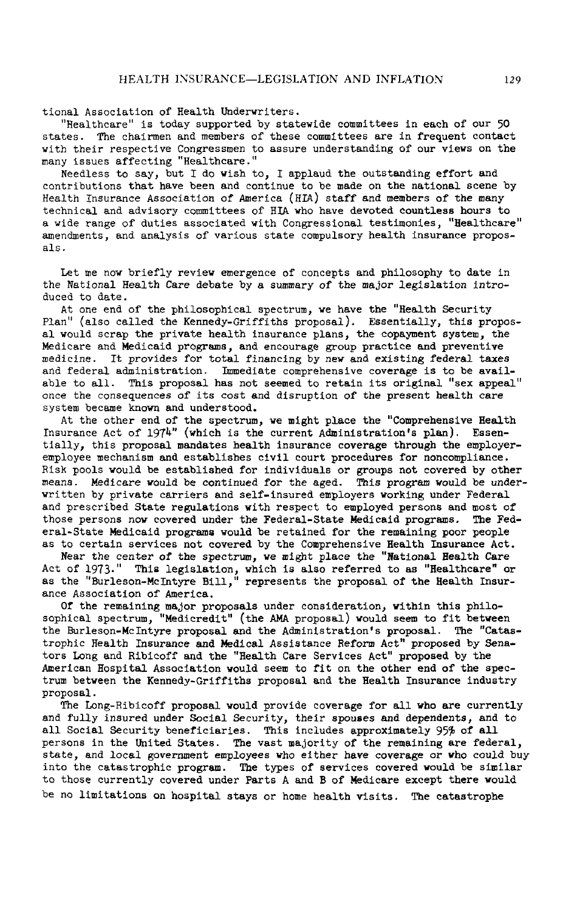tional Association of Health Underwriters.

"Healthcare" is today supported by statewide committees in each of our 50 states. The chairmen and members of these committees are in frequent contact with their respective Congressmen to assure understanding of our views on the many issues affecting "Healthcare."

Needless to say, but I do wish to, I applaud the outstanding effort and contributions that have been and continue to be made on the national scene by Health Insurance Association of America (HIA) staff and members of the many technical and advisory committees of HIA who have devoted countless hours to a wide range of duties associated with Congressional testimonies, "Healthcare" amendments, and analysis of various state compulsory health insurance proposals.

Let me now briefly review emergence of concepts and philosophy to date in the National Health Care debate by a summary of the major legislation introduced to date.

At one end of the philosophical spectrum, we have the "Health Security Plan" (also called the Kennedy-Griffiths proposal). Essentially, this proposal would scrap the private health insurance plans, the copayment system, the Medicare and Medicaid programs, and encourage group practice and preventive medicine. It provides for total financing by new and existing federal taxes and federal administration. Immediate comprehensive coverage is to be available to all. This proposal has not seemed to retain its original "sex appeal" once the consequences of its cost and disruption of the present health care system became known and understood.

At the other end of the spectrum, we might place the "Comprehensive Health Insurance Act of 1974" (which is the current Administration's plan). Essentially, this proposal mandates health insurance coverage through the employer-employee mechanism and establishes civil court procedures for noncompliance. Risk pools would be established for individuals or groups not covered by other means. Medicare would be continued for the aged. This program would be underwritten by private carriers and self-insured employers working under Federal and prescribed State regulations with respect to employed persons and most of those persons now covered under the Federal-State Medicaid programs. The Federal-State Medicaid programs would be retained for the remaining poor people as to certain services not covered by the Comprehensive Health Insurance Act.

Near the center of the spectrum, we might place the "National Health Care Act of 1973." This legislation, which is also referred to as "Healthcare" or as the "Burleson-McIntyre Bill," represents the proposal of the Health Insurance Association of America.

Of the remaining major proposals under consideration, within this philosophical spectrum, "Medicredit" (the AMA proposal) would seem to fit between the Burleson-McIntyre proposal and the Administration's proposal. The "Catastrophic Health Insurance and Medical Assistance Reform Act" proposed by Senators Long and Ribicoff and the "Health Care Services Act" proposed by the American Hospital Association would seem to fit on the other end of the spectrum between the Kennedy-Griffiths proposal and the Health Insurance industry proposal.

The Long-Ribicoff proposal would provide coverage for all who are currently and fully insured under Social Security, their spouses and dependents, and to all Social Security beneficiaries. This includes approximately 95% of all persons in the United States. The vast majority of the remaining are federal, state, and local government employees who either have coverage or who could buy into the catastrophic program. The types of services covered would be similar to those currently covered under Parts A and B of Medicare except there would be no limitations on hospital stays or home health visits. The catastrophe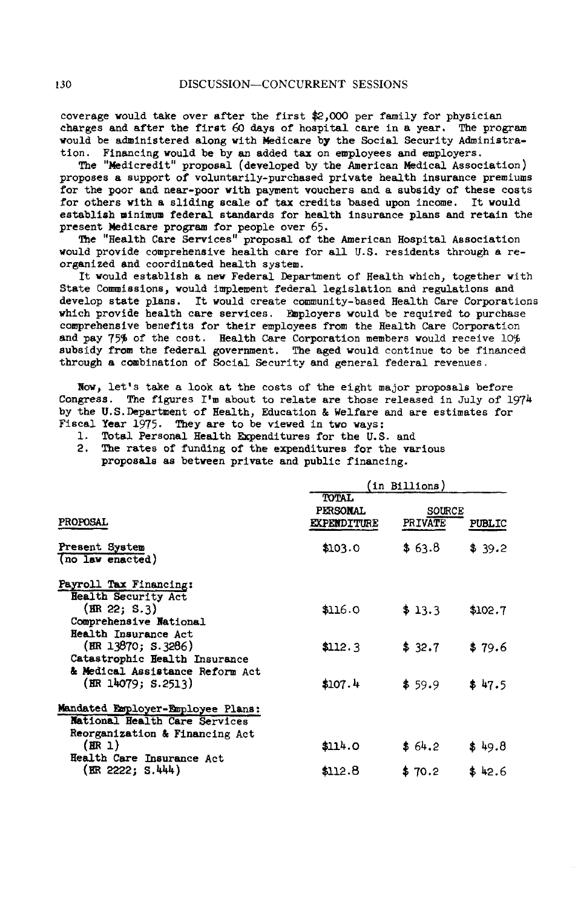coverage would take over after the first $2,000 per family for physician charges and after the first 60 days of hospital care in a year. The program would be administered along with Medicare by the Social Security Administration. Financing would be by an added tax on employees and employers.

The "Medicredit" proposal (developed by the American Medical Association) proposes a support of voluntarily-purchased private health insurance premiums for the poor and near-poor with payment vouchers and a subsidy of these costs for others with a sliding scale of tax credits based upon income. It would establish minimum federal standards for health insurance plans and retain the present Medicare program for people over 65.

The "Health Care Services" proposal of the American Hospital Association would provide comprehensive health care for all U.S. residents through a reorganized and coordinated health system.

It would establish a new Federal Department of Health which, together with State Commissions, would implement federal legislation and regulations and develop state plans. It would create community-based Health Care Corporations which provide health care services. Employers would be required to purchase comprehensive benefits for their employees from the Health Care Corporation and pay 75% of the cost. Health Care Corporation members would receive 10% subsidy from the federal government. The aged would continue to be financed through a combination of Social Security and general federal revenues.

Now, let's take a look at the costs of the eight major proposals before Congress. The figures I'm about to relate are those released in July of 1974 by the U.S. Department of Health, Education & Welfare and are estimates for Fiscal Year 1975. They are to be viewed in two ways:

1. Total Personal Health Expenditures for the U.S. and
2. The rates of funding of the expenditures for the various proposals as between private and public financing.

| PROPOSAL | (in Billions) TOTAL PERSONAL EXPENDITURE | SOURCE PRIVATE | PUBLIC |
|---|---|---|---|
| Present System (no law enacted) | $103.0 | $ 63.8 | $ 39.2 |
| **Payroll Tax Financing:** | | | |
| Health Security Act (HR 22; S.3) | $116.0 | $ 13.3 | $102.7 |
| Comprehensive National Health Insurance Act (HR 13870; S.3286) | $112.3 | $ 32.7 | $ 79.6 |
| Catastrophic Health Insurance & Medical Assistance Reform Act (HR 14079; S.2513) | $107.4 | $ 59.9 | $ 47.5 |
| **Mandated Employer-Employee Plans:** | | | |
| National Health Care Services Reorganization & Financing Act (HR 1) | $114.0 | $ 64.2 | $ 49.8 |
| Health Care Insurance Act (HR 2222; S.444) | $112.8 | $ 70.2 | $ 42.6 |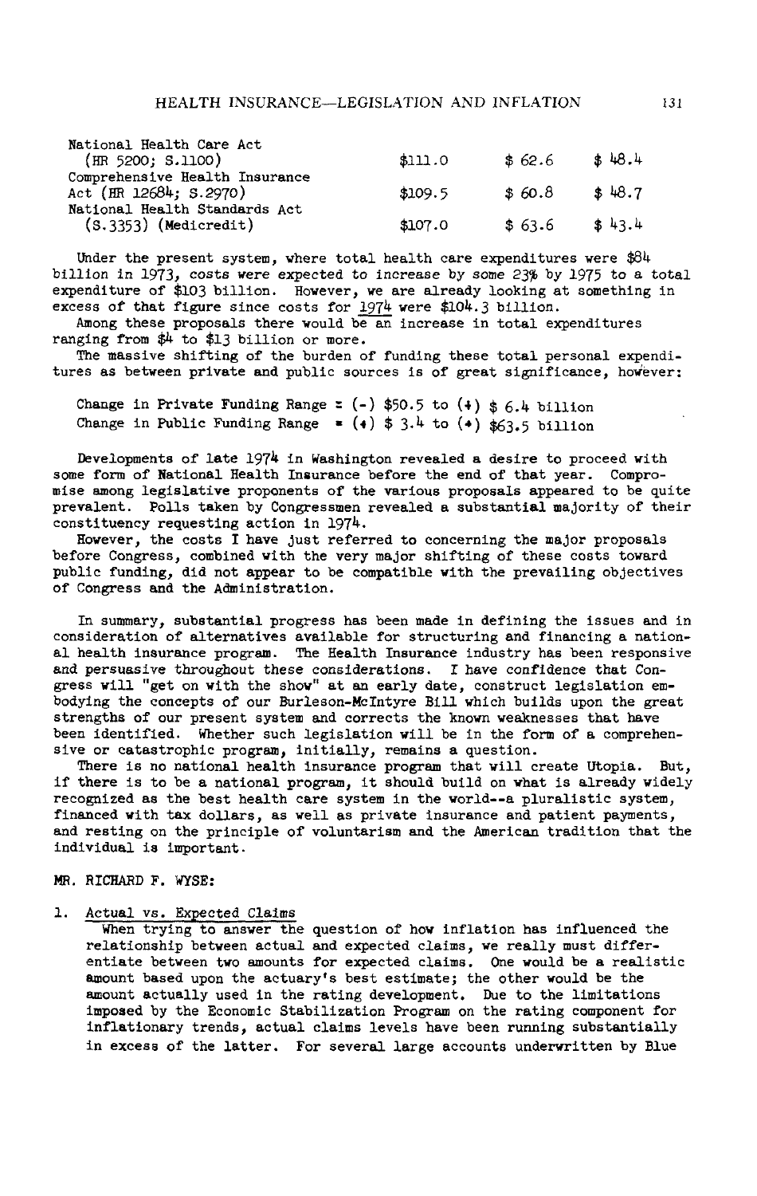| | | | |
|---|---|---|---|
| National Health Care Act (HR 5200; S.1100) | \$111.0 | \$ 62.6 | \$ 48.4 |
| Comprehensive Health Insurance Act (HR 12684; S.2970) | \$109.5 | \$ 60.8 | \$ 48.7 |
| National Health Standards Act (S.3353) (Medicredit) | \$107.0 | \$ 63.6 | \$ 43.4 |

Under the present system, where total health care expenditures were \$84 billion in 1973, costs were expected to increase by some 23% by 1975 to a total expenditure of \$103 billion. However, we are already looking at something in excess of that figure since costs for 1974 were \$104.3 billion.

Among these proposals there would be an increase in total expenditures ranging from \$4 to \$13 billion or more.

The massive shifting of the burden of funding these total personal expenditures as between private and public sources is of great significance, however:

Change in Private Funding Range = (-) \$50.5 to (+) \$ 6.4 billion
Change in Public Funding Range = (+) \$ 3.4 to (+) \$63.5 billion

Developments of late 1974 in Washington revealed a desire to proceed with some form of National Health Insurance before the end of that year. Compromise among legislative proponents of the various proposals appeared to be quite prevalent. Polls taken by Congressmen revealed a substantial majority of their constituency requesting action in 1974.

However, the costs I have just referred to concerning the major proposals before Congress, combined with the very major shifting of these costs toward public funding, did not appear to be compatible with the prevailing objectives of Congress and the Administration.

In summary, substantial progress has been made in defining the issues and in consideration of alternatives available for structuring and financing a national health insurance program. The Health Insurance industry has been responsive and persuasive throughout these considerations. I have confidence that Congress will "get on with the show" at an early date, construct legislation embodying the concepts of our Burleson-McIntyre Bill which builds upon the great strengths of our present system and corrects the known weaknesses that have been identified. Whether such legislation will be in the form of a comprehensive or catastrophic program, initially, remains a question.

There is no national health insurance program that will create Utopia. But, if there is to be a national program, it should build on what is already widely recognized as the best health care system in the world--a pluralistic system, financed with tax dollars, as well as private insurance and patient payments, and resting on the principle of voluntarism and the American tradition that the individual is important.

MR. RICHARD F. WYSE:

1. Actual vs. Expected Claims

When trying to answer the question of how inflation has influenced the relationship between actual and expected claims, we really must differentiate between two amounts for expected claims. One would be a realistic amount based upon the actuary's best estimate; the other would be the amount actually used in the rating development. Due to the limitations imposed by the Economic Stabilization Program on the rating component for inflationary trends, actual claims levels have been running substantially in excess of the latter. For several large accounts underwritten by Blue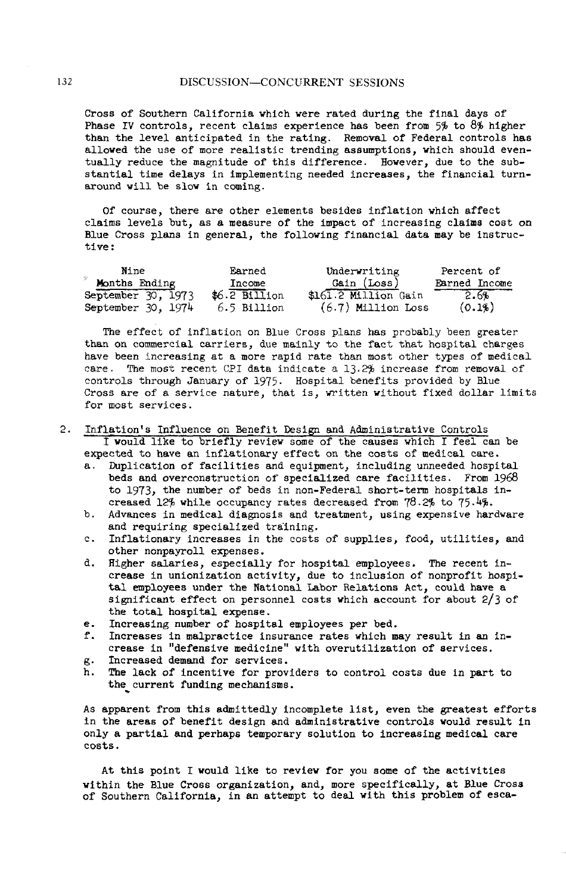Cross of Southern California which were rated during the final days of Phase IV controls, recent claims experience has been from 5% to 8% higher than the level anticipated in the rating. Removal of Federal controls has allowed the use of more realistic trending assumptions, which should eventually reduce the magnitude of this difference. However, due to the substantial time delays in implementing needed increases, the financial turnaround will be slow in coming.

Of course, there are other elements besides inflation which affect claims levels but, as a measure of the impact of increasing claims cost on Blue Cross plans in general, the following financial data may be instructive:

| Nine Months Ending | Earned Income | Underwriting Gain (Loss) | Percent of Earned Income |
|---|---|---|---|
| September 30, 1973 | $6.2 Billion | $161.2 Million Gain | 2.6% |
| September 30, 1974 | 6.5 Billion | (6.7) Million Loss | (0.1%) |

The effect of inflation on Blue Cross plans has probably been greater than on commercial carriers, due mainly to the fact that hospital charges have been increasing at a more rapid rate than most other types of medical care. The most recent CPI data indicate a 13.2% increase from removal of controls through January of 1975. Hospital benefits provided by Blue Cross are of a service nature, that is, written without fixed dollar limits for most services.

2. Inflation's Influence on Benefit Design and Administrative Controls

   I would like to briefly review some of the causes which I feel can be expected to have an inflationary effect on the costs of medical care.

   a. Duplication of facilities and equipment, including unneeded hospital beds and overconstruction of specialized care facilities. From 1968 to 1973, the number of beds in non-Federal short-term hospitals increased 12% while occupancy rates decreased from 78.2% to 75.4%.
   b. Advances in medical diagnosis and treatment, using expensive hardware and requiring specialized training.
   c. Inflationary increases in the costs of supplies, food, utilities, and other nonpayroll expenses.
   d. Higher salaries, especially for hospital employees. The recent increase in unionization activity, due to inclusion of nonprofit hospital employees under the National Labor Relations Act, could have a significant effect on personnel costs which account for about 2/3 of the total hospital expense.
   e. Increasing number of hospital employees per bed.
   f. Increases in malpractice insurance rates which may result in an increase in "defensive medicine" with overutilization of services.
   g. Increased demand for services.
   h. The lack of incentive for providers to control costs due in part to the current funding mechanisms.

As apparent from this admittedly incomplete list, even the greatest efforts in the areas of benefit design and administrative controls would result in only a partial and perhaps temporary solution to increasing medical care costs.

At this point I would like to review for you some of the activities within the Blue Cross organization, and, more specifically, at Blue Cross of Southern California, in an attempt to deal with this problem of esca-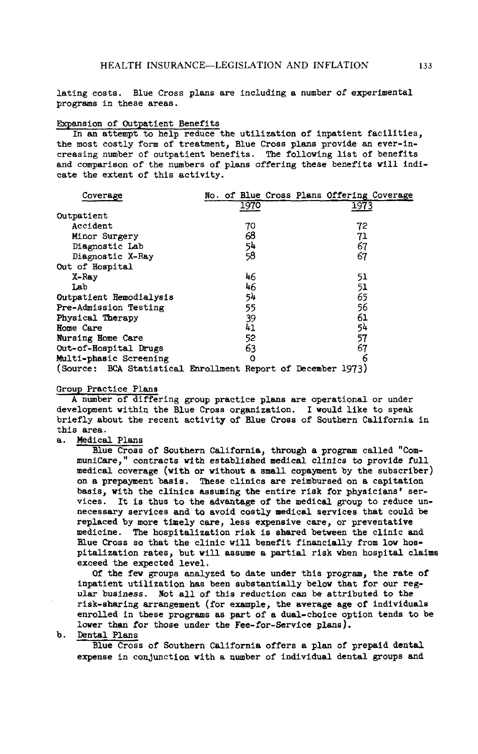lating costs. Blue Cross plans are including a number of experimental programs in these areas.

Expansion of Outpatient Benefits

In an attempt to help reduce the utilization of inpatient facilities, the most costly form of treatment, Blue Cross plans provide an ever-increasing number of outpatient benefits. The following list of benefits and comparison of the numbers of plans offering these benefits will indicate the extent of this activity.

| Coverage | No. of Blue Cross Plans Offering Coverage | |
|---|---|---|
| | 1970 | 1973 |
| Outpatient | | |
| Accident | 70 | 72 |
| Minor Surgery | 68 | 71 |
| Diagnostic Lab | 54 | 67 |
| Diagnostic X-Ray | 58 | 67 |
| Out of Hospital | | |
| X-Ray | 46 | 51 |
| Lab | 46 | 51 |
| Outpatient Hemodialysis | 54 | 65 |
| Pre-Admission Testing | 55 | 56 |
| Physical Therapy | 39 | 61 |
| Home Care | 41 | 54 |
| Nursing Home Care | 52 | 57 |
| Out-of-Hospital Drugs | 63 | 67 |
| Multi-phasic Screening | 0 | 6 |

(Source: BCA Statistical Enrollment Report of December 1973)

Group Practice Plans

A number of differing group practice plans are operational or under development within the Blue Cross organization. I would like to speak briefly about the recent activity of Blue Cross of Southern California in this area.

a. Medical Plans

Blue Cross of Southern California, through a program called "CommuniCare," contracts with established medical clinics to provide full medical coverage (with or without a small copayment by the subscriber) on a prepayment basis. These clinics are reimbursed on a capitation basis, with the clinics assuming the entire risk for physicians' services. It is thus to the advantage of the medical group to reduce unnecessary services and to avoid costly medical services that could be replaced by more timely care, less expensive care, or preventative medicine. The hospitalization risk is shared between the clinic and Blue Cross so that the clinic will benefit financially from low hospitalization rates, but will assume a partial risk when hospital claims exceed the expected level.

Of the few groups analyzed to date under this program, the rate of inpatient utilization has been substantially below that for our regular business. Not all of this reduction can be attributed to the risk-sharing arrangement (for example, the average age of individuals enrolled in these programs as part of a dual-choice option tends to be lower than for those under the Fee-for-Service plans).

b. Dental Plans

Blue Cross of Southern California offers a plan of prepaid dental expense in conjunction with a number of individual dental groups and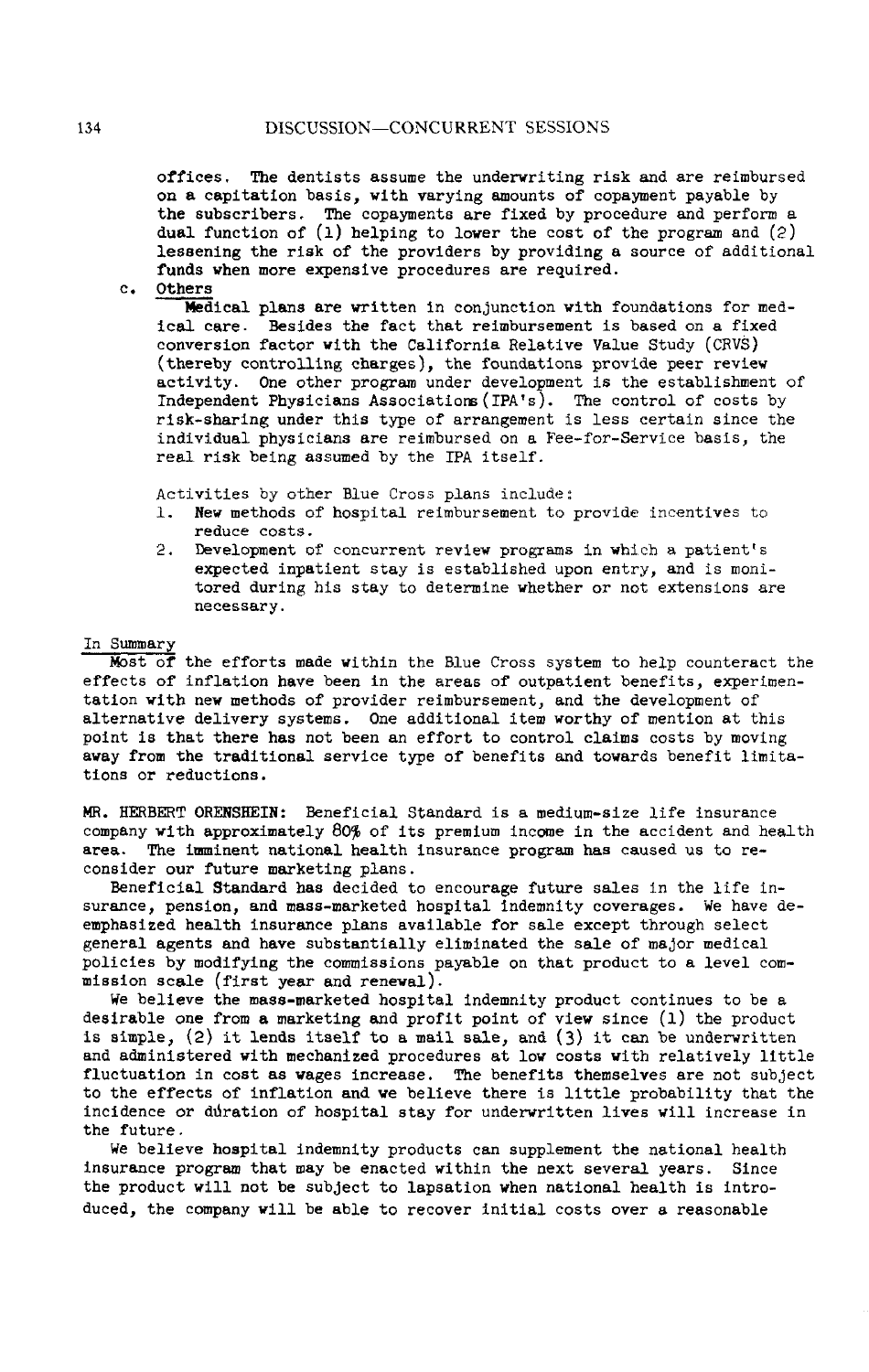offices. The dentists assume the underwriting risk and are reimbursed on a capitation basis, with varying amounts of copayment payable by the subscribers. The copayments are fixed by procedure and perform a dual function of (1) helping to lower the cost of the program and (2) lessening the risk of the providers by providing a source of additional funds when more expensive procedures are required.

c. Others

Medical plans are written in conjunction with foundations for medical care. Besides the fact that reimbursement is based on a fixed conversion factor with the California Relative Value Study (CRVS) (thereby controlling charges), the foundations provide peer review activity. One other program under development is the establishment of Independent Physicians Associations (IPA's). The control of costs by risk-sharing under this type of arrangement is less certain since the individual physicians are reimbursed on a Fee-for-Service basis, the real risk being assumed by the IPA itself.

Activities by other Blue Cross plans include:

1. New methods of hospital reimbursement to provide incentives to reduce costs.
2. Development of concurrent review programs in which a patient's expected inpatient stay is established upon entry, and is monitored during his stay to determine whether or not extensions are necessary.

In Summary

Most of the efforts made within the Blue Cross system to help counteract the effects of inflation have been in the areas of outpatient benefits, experimentation with new methods of provider reimbursement, and the development of alternative delivery systems. One additional item worthy of mention at this point is that there has not been an effort to control claims costs by moving away from the traditional service type of benefits and towards benefit limitations or reductions.

MR. HERBERT ORENSHEIN: Beneficial Standard is a medium-size life insurance company with approximately 80% of its premium income in the accident and health area. The imminent national health insurance program has caused us to reconsider our future marketing plans.

Beneficial Standard has decided to encourage future sales in the life insurance, pension, and mass-marketed hospital indemnity coverages. We have deemphasized health insurance plans available for sale except through select general agents and have substantially eliminated the sale of major medical policies by modifying the commissions payable on that product to a level commission scale (first year and renewal).

We believe the mass-marketed hospital indemnity product continues to be a desirable one from a marketing and profit point of view since (1) the product is simple, (2) it lends itself to a mail sale, and (3) it can be underwritten and administered with mechanized procedures at low costs with relatively little fluctuation in cost as wages increase. The benefits themselves are not subject to the effects of inflation and we believe there is little probability that the incidence or duration of hospital stay for underwritten lives will increase in the future.

We believe hospital indemnity products can supplement the national health insurance program that may be enacted within the next several years. Since the product will not be subject to lapsation when national health is introduced, the company will be able to recover initial costs over a reasonable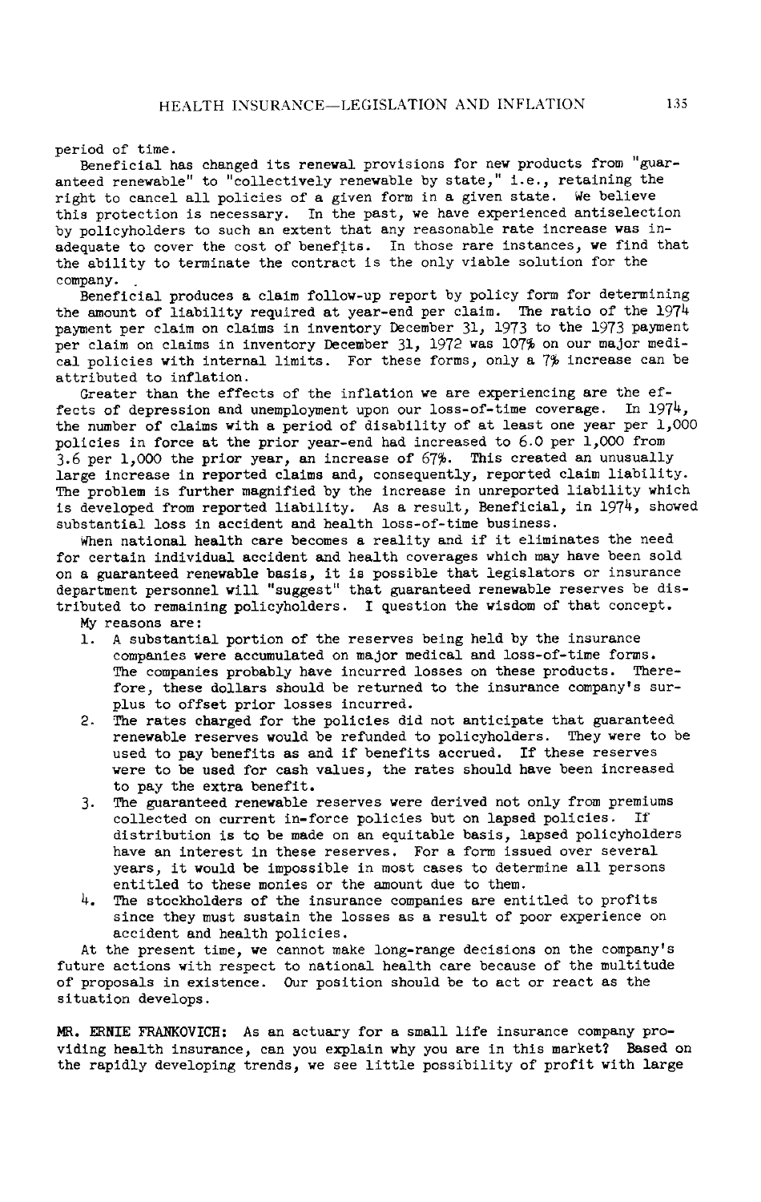period of time.

Beneficial has changed its renewal provisions for new products from "guaranteed renewable" to "collectively renewable by state," i.e., retaining the right to cancel all policies of a given form in a given state. We believe this protection is necessary. In the past, we have experienced antiselection by policyholders to such an extent that any reasonable rate increase was inadequate to cover the cost of benefits. In those rare instances, we find that the ability to terminate the contract is the only viable solution for the company.

Beneficial produces a claim follow-up report by policy form for determining the amount of liability required at year-end per claim. The ratio of the 1974 payment per claim on claims in inventory December 31, 1973 to the 1973 payment per claim on claims in inventory December 31, 1972 was 107% on our major medical policies with internal limits. For these forms, only a 7% increase can be attributed to inflation.

Greater than the effects of the inflation we are experiencing are the effects of depression and unemployment upon our loss-of-time coverage. In 1974, the number of claims with a period of disability of at least one year per 1,000 policies in force at the prior year-end had increased to 6.0 per 1,000 from 3.6 per 1,000 the prior year, an increase of 67%. This created an unusually large increase in reported claims and, consequently, reported claim liability. The problem is further magnified by the increase in unreported liability which is developed from reported liability. As a result, Beneficial, in 1974, showed substantial loss in accident and health loss-of-time business.

When national health care becomes a reality and if it eliminates the need for certain individual accident and health coverages which may have been sold on a guaranteed renewable basis, it is possible that legislators or insurance department personnel will "suggest" that guaranteed renewable reserves be distributed to remaining policyholders. I question the wisdom of that concept.

My reasons are:

1. A substantial portion of the reserves being held by the insurance companies were accumulated on major medical and loss-of-time forms. The companies probably have incurred losses on these products. Therefore, these dollars should be returned to the insurance company's surplus to offset prior losses incurred.
2. The rates charged for the policies did not anticipate that guaranteed renewable reserves would be refunded to policyholders. They were to be used to pay benefits as and if benefits accrued. If these reserves were to be used for cash values, the rates should have been increased to pay the extra benefit.
3. The guaranteed renewable reserves were derived not only from premiums collected on current in-force policies but on lapsed policies. If distribution is to be made on an equitable basis, lapsed policyholders have an interest in these reserves. For a form issued over several years, it would be impossible in most cases to determine all persons entitled to these monies or the amount due to them.
4. The stockholders of the insurance companies are entitled to profits since they must sustain the losses as a result of poor experience on accident and health policies.

At the present time, we cannot make long-range decisions on the company's future actions with respect to national health care because of the multitude of proposals in existence. Our position should be to act or react as the situation develops.

**MR. ERNIE FRANKOVICH:** As an actuary for a small life insurance company providing health insurance, can you explain why you are in this market? Based on the rapidly developing trends, we see little possibility of profit with large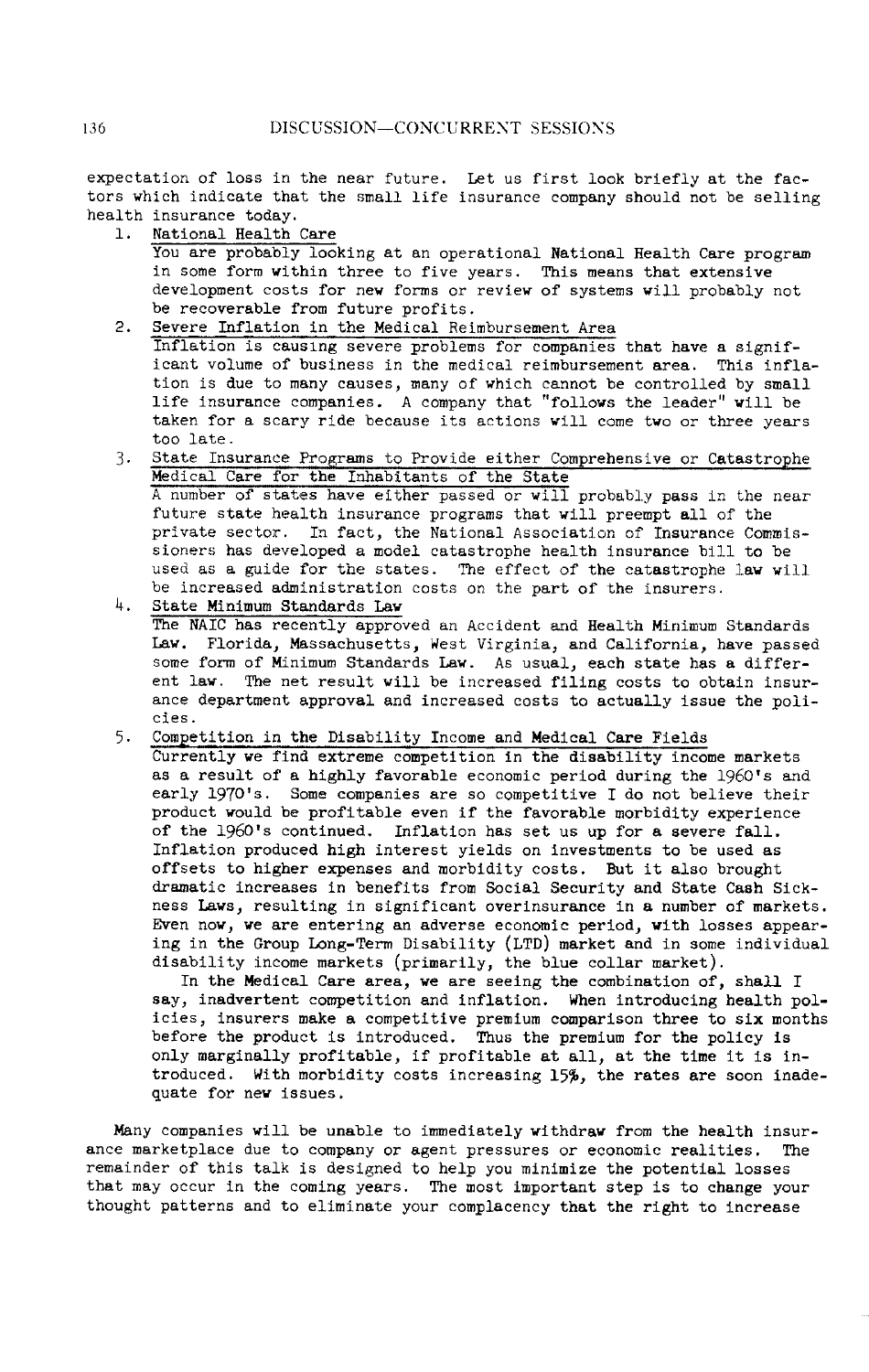expectation of loss in the near future. Let us first look briefly at the factors which indicate that the small life insurance company should not be selling health insurance today.

1. National Health Care

   You are probably looking at an operational National Health Care program in some form within three to five years. This means that extensive development costs for new forms or review of systems will probably not be recoverable from future profits.

2. Severe Inflation in the Medical Reimbursement Area

   Inflation is causing severe problems for companies that have a significant volume of business in the medical reimbursement area. This inflation is due to many causes, many of which cannot be controlled by small life insurance companies. A company that "follows the leader" will be taken for a scary ride because its actions will come two or three years too late.

3. State Insurance Programs to Provide either Comprehensive or Catastrophe Medical Care for the Inhabitants of the State

   A number of states have either passed or will probably pass in the near future state health insurance programs that will preempt all of the private sector. In fact, the National Association of Insurance Commissioners has developed a model catastrophe health insurance bill to be used as a guide for the states. The effect of the catastrophe law will be increased administration costs on the part of the insurers.

4. State Minimum Standards Law

   The NAIC has recently approved an Accident and Health Minimum Standards Law. Florida, Massachusetts, West Virginia, and California, have passed some form of Minimum Standards Law. As usual, each state has a different law. The net result will be increased filing costs to obtain insurance department approval and increased costs to actually issue the policies.

5. Competition in the Disability Income and Medical Care Fields

   Currently we find extreme competition in the disability income markets as a result of a highly favorable economic period during the 1960's and early 1970's. Some companies are so competitive I do not believe their product would be profitable even if the favorable morbidity experience of the 1960's continued. Inflation has set us up for a severe fall. Inflation produced high interest yields on investments to be used as offsets to higher expenses and morbidity costs. But it also brought dramatic increases in benefits from Social Security and State Cash Sickness Laws, resulting in significant overinsurance in a number of markets. Even now, we are entering an adverse economic period, with losses appearing in the Group Long-Term Disability (LTD) market and in some individual disability income markets (primarily, the blue collar market).

   In the Medical Care area, we are seeing the combination of, shall I say, inadvertent competition and inflation. When introducing health policies, insurers make a competitive premium comparison three to six months before the product is introduced. Thus the premium for the policy is only marginally profitable, if profitable at all, at the time it is introduced. With morbidity costs increasing 15%, the rates are soon inadequate for new issues.

Many companies will be unable to immediately withdraw from the health insurance marketplace due to company or agent pressures or economic realities. The remainder of this talk is designed to help you minimize the potential losses that may occur in the coming years. The most important step is to change your thought patterns and to eliminate your complacency that the right to increase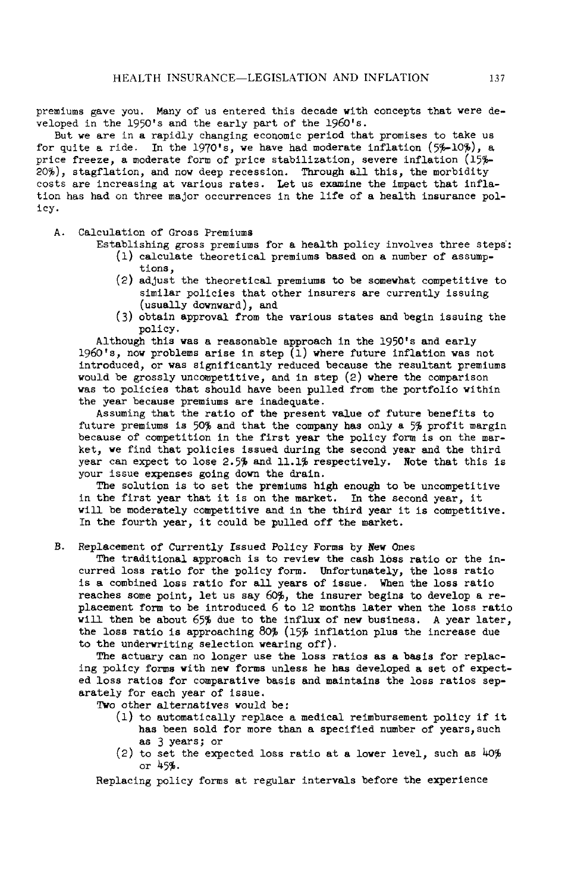premiums gave you. Many of us entered this decade with concepts that were developed in the 1950's and the early part of the 1960's.

But we are in a rapidly changing economic period that promises to take us for quite a ride. In the 1970's, we have had moderate inflation (5%-10%), a price freeze, a moderate form of price stabilization, severe inflation (15%-20%), stagflation, and now deep recession. Through all this, the morbidity costs are increasing at various rates. Let us examine the impact that inflation has had on three major occurrences in the life of a health insurance policy.

A. Calculation of Gross Premiums

Establishing gross premiums for a health policy involves three steps:

(1) calculate theoretical premiums based on a number of assumptions,
(2) adjust the theoretical premiums to be somewhat competitive to similar policies that other insurers are currently issuing (usually downward), and
(3) obtain approval from the various states and begin issuing the policy.

Although this was a reasonable approach in the 1950's and early 1960's, now problems arise in step (1) where future inflation was not introduced, or was significantly reduced because the resultant premiums would be grossly uncompetitive, and in step (2) where the comparison was to policies that should have been pulled from the portfolio within the year because premiums are inadequate.

Assuming that the ratio of the present value of future benefits to future premiums is 50% and that the company has only a 5% profit margin because of competition in the first year the policy form is on the market, we find that policies issued during the second year and the third year can expect to lose 2.5% and 11.1% respectively. Note that this is your issue expenses going down the drain.

The solution is to set the premiums high enough to be uncompetitive in the first year that it is on the market. In the second year, it will be moderately competitive and in the third year it is competitive. In the fourth year, it could be pulled off the market.

B. Replacement of Currently Issued Policy Forms by New Ones

The traditional approach is to review the cash loss ratio or the incurred loss ratio for the policy form. Unfortunately, the loss ratio is a combined loss ratio for all years of issue. When the loss ratio reaches some point, let us say 60%, the insurer begins to develop a replacement form to be introduced 6 to 12 months later when the loss ratio will then be about 65% due to the influx of new business. A year later, the loss ratio is approaching 80% (15% inflation plus the increase due to the underwriting selection wearing off).

The actuary can no longer use the loss ratios as a basis for replacing policy forms with new forms unless he has developed a set of expected loss ratios for comparative basis and maintains the loss ratios separately for each year of issue.

Two other alternatives would be:

(1) to automatically replace a medical reimbursement policy if it has been sold for more than a specified number of years, such as 3 years; or
(2) to set the expected loss ratio at a lower level, such as 40% or 45%.

Replacing policy forms at regular intervals before the experience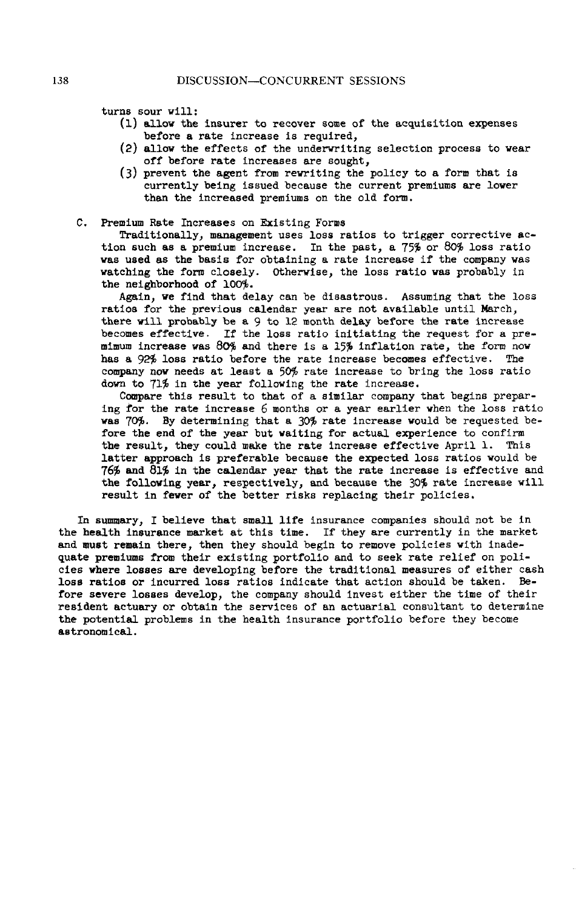turns sour will:

(1) allow the insurer to recover some of the acquisition expenses before a rate increase is required,

(2) allow the effects of the underwriting selection process to wear off before rate increases are sought,

(3) prevent the agent from rewriting the policy to a form that is currently being issued because the current premiums are lower than the increased premiums on the old form.

C. Premium Rate Increases on Existing Forms

Traditionally, management uses loss ratios to trigger corrective action such as a premium increase. In the past, a 75% or 80% loss ratio was used as the basis for obtaining a rate increase if the company was watching the form closely. Otherwise, the loss ratio was probably in the neighborhood of 100%.

Again, we find that delay can be disastrous. Assuming that the loss ratios for the previous calendar year are not available until March, there will probably be a 9 to 12 month delay before the rate increase becomes effective. If the loss ratio initiating the request for a premimum increase was 80% and there is a 15% inflation rate, the form now has a 92% loss ratio before the rate increase becomes effective. The company now needs at least a 50% rate increase to bring the loss ratio down to 71% in the year following the rate increase.

Compare this result to that of a similar company that begins preparing for the rate increase 6 months or a year earlier when the loss ratio was 70%. By determining that a 30% rate increase would be requested before the end of the year but waiting for actual experience to confirm the result, they could make the rate increase effective April 1. This latter approach is preferable because the expected loss ratios would be 76% and 81% in the calendar year that the rate increase is effective and the following year, respectively, and because the 30% rate increase will result in fewer of the better risks replacing their policies.

In summary, I believe that small life insurance companies should not be in the health insurance market at this time. If they are currently in the market and must remain there, then they should begin to remove policies with inadequate premiums from their existing portfolio and to seek rate relief on policies where losses are developing before the traditional measures of either cash loss ratios or incurred loss ratios indicate that action should be taken. Before severe losses develop, the company should invest either the time of their resident actuary or obtain the services of an actuarial consultant to determine the potential problems in the health insurance portfolio before they become astronomical.